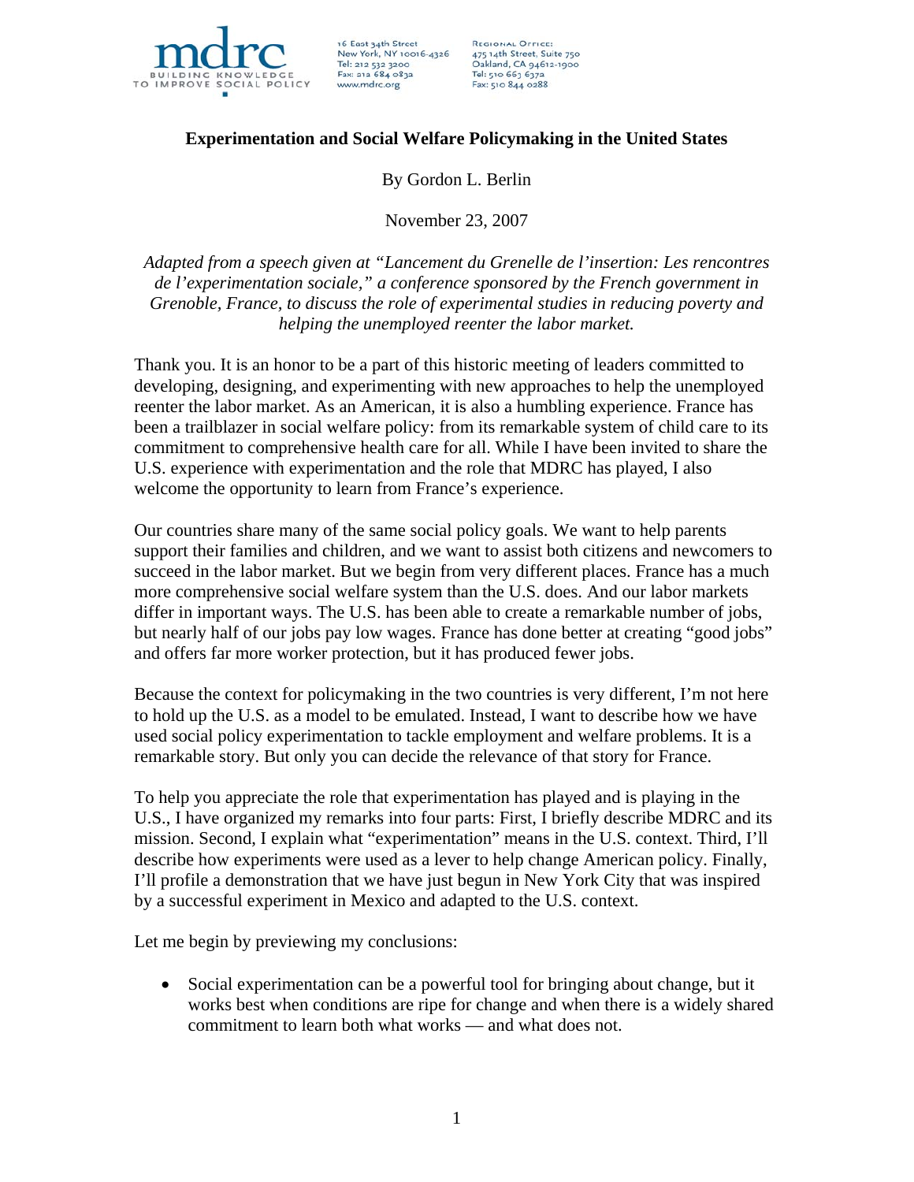mdrc
BUILDING KNOWLEDGE
TO IMPROVE SOCIAL POLICY

16 East 34th Street
New York, NY 10016-4326
Tel: 212 532 3200
Fax: 212 684 0832
www.mdrc.org

Regional Office:
475 14th Street, Suite 750
Oakland, CA 94612-1900
Tel: 510 663 6372
Fax: 510 844 0288

# Experimentation and Social Welfare Policymaking in the United States

By Gordon L. Berlin

November 23, 2007

*Adapted from a speech given at "Lancement du Grenelle de l'insertion: Les rencontres de l'experimentation sociale," a conference sponsored by the French government in Grenoble, France, to discuss the role of experimental studies in reducing poverty and helping the unemployed reenter the labor market.*

Thank you. It is an honor to be a part of this historic meeting of leaders committed to developing, designing, and experimenting with new approaches to help the unemployed reenter the labor market. As an American, it is also a humbling experience. France has been a trailblazer in social welfare policy: from its remarkable system of child care to its commitment to comprehensive health care for all. While I have been invited to share the U.S. experience with experimentation and the role that MDRC has played, I also welcome the opportunity to learn from France's experience.

Our countries share many of the same social policy goals. We want to help parents support their families and children, and we want to assist both citizens and newcomers to succeed in the labor market. But we begin from very different places. France has a much more comprehensive social welfare system than the U.S. does. And our labor markets differ in important ways. The U.S. has been able to create a remarkable number of jobs, but nearly half of our jobs pay low wages. France has done better at creating "good jobs" and offers far more worker protection, but it has produced fewer jobs.

Because the context for policymaking in the two countries is very different, I'm not here to hold up the U.S. as a model to be emulated. Instead, I want to describe how we have used social policy experimentation to tackle employment and welfare problems. It is a remarkable story. But only you can decide the relevance of that story for France.

To help you appreciate the role that experimentation has played and is playing in the U.S., I have organized my remarks into four parts: First, I briefly describe MDRC and its mission. Second, I explain what "experimentation" means in the U.S. context. Third, I'll describe how experiments were used as a lever to help change American policy. Finally, I'll profile a demonstration that we have just begun in New York City that was inspired by a successful experiment in Mexico and adapted to the U.S. context.

Let me begin by previewing my conclusions:

- Social experimentation can be a powerful tool for bringing about change, but it works best when conditions are ripe for change and when there is a widely shared commitment to learn both what works — and what does not.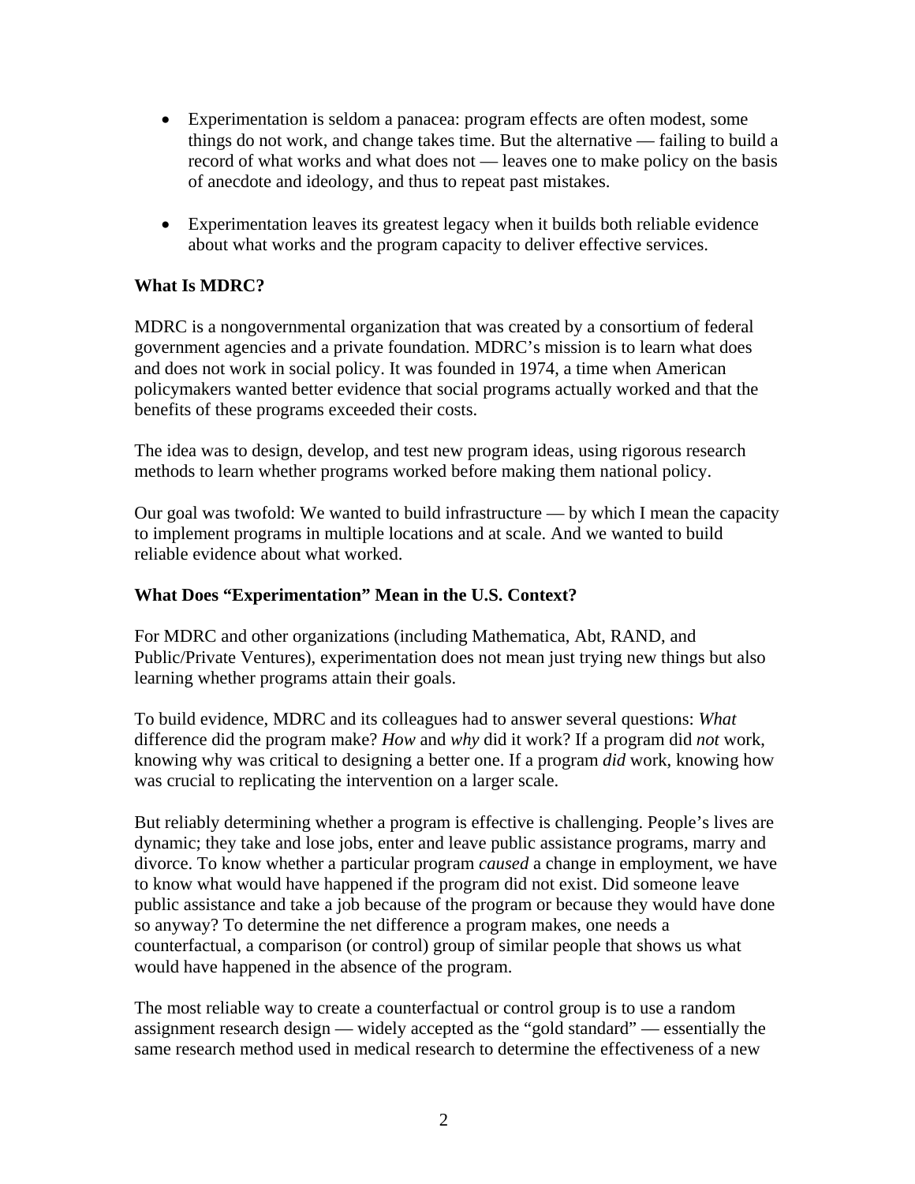- Experimentation is seldom a panacea: program effects are often modest, some things do not work, and change takes time. But the alternative — failing to build a record of what works and what does not — leaves one to make policy on the basis of anecdote and ideology, and thus to repeat past mistakes.

- Experimentation leaves its greatest legacy when it builds both reliable evidence about what works and the program capacity to deliver effective services.

**What Is MDRC?**

MDRC is a nongovernmental organization that was created by a consortium of federal government agencies and a private foundation. MDRC's mission is to learn what does and does not work in social policy. It was founded in 1974, a time when American policymakers wanted better evidence that social programs actually worked and that the benefits of these programs exceeded their costs.

The idea was to design, develop, and test new program ideas, using rigorous research methods to learn whether programs worked before making them national policy.

Our goal was twofold: We wanted to build infrastructure — by which I mean the capacity to implement programs in multiple locations and at scale. And we wanted to build reliable evidence about what worked.

**What Does "Experimentation" Mean in the U.S. Context?**

For MDRC and other organizations (including Mathematica, Abt, RAND, and Public/Private Ventures), experimentation does not mean just trying new things but also learning whether programs attain their goals.

To build evidence, MDRC and its colleagues had to answer several questions: *What* difference did the program make? *How* and *why* did it work? If a program did *not* work, knowing why was critical to designing a better one. If a program *did* work, knowing how was crucial to replicating the intervention on a larger scale.

But reliably determining whether a program is effective is challenging. People's lives are dynamic; they take and lose jobs, enter and leave public assistance programs, marry and divorce. To know whether a particular program *caused* a change in employment, we have to know what would have happened if the program did not exist. Did someone leave public assistance and take a job because of the program or because they would have done so anyway? To determine the net difference a program makes, one needs a counterfactual, a comparison (or control) group of similar people that shows us what would have happened in the absence of the program.

The most reliable way to create a counterfactual or control group is to use a random assignment research design — widely accepted as the "gold standard" — essentially the same research method used in medical research to determine the effectiveness of a new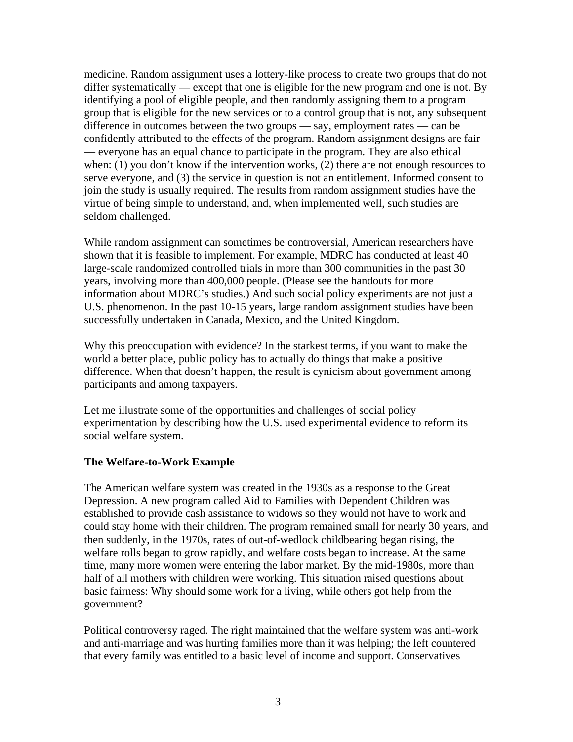medicine. Random assignment uses a lottery-like process to create two groups that do not differ systematically — except that one is eligible for the new program and one is not. By identifying a pool of eligible people, and then randomly assigning them to a program group that is eligible for the new services or to a control group that is not, any subsequent difference in outcomes between the two groups — say, employment rates — can be confidently attributed to the effects of the program. Random assignment designs are fair — everyone has an equal chance to participate in the program. They are also ethical when: (1) you don't know if the intervention works, (2) there are not enough resources to serve everyone, and (3) the service in question is not an entitlement. Informed consent to join the study is usually required. The results from random assignment studies have the virtue of being simple to understand, and, when implemented well, such studies are seldom challenged.

While random assignment can sometimes be controversial, American researchers have shown that it is feasible to implement. For example, MDRC has conducted at least 40 large-scale randomized controlled trials in more than 300 communities in the past 30 years, involving more than 400,000 people. (Please see the handouts for more information about MDRC's studies.) And such social policy experiments are not just a U.S. phenomenon. In the past 10-15 years, large random assignment studies have been successfully undertaken in Canada, Mexico, and the United Kingdom.

Why this preoccupation with evidence? In the starkest terms, if you want to make the world a better place, public policy has to actually do things that make a positive difference. When that doesn't happen, the result is cynicism about government among participants and among taxpayers.

Let me illustrate some of the opportunities and challenges of social policy experimentation by describing how the U.S. used experimental evidence to reform its social welfare system.

**The Welfare-to-Work Example**

The American welfare system was created in the 1930s as a response to the Great Depression. A new program called Aid to Families with Dependent Children was established to provide cash assistance to widows so they would not have to work and could stay home with their children. The program remained small for nearly 30 years, and then suddenly, in the 1970s, rates of out-of-wedlock childbearing began rising, the welfare rolls began to grow rapidly, and welfare costs began to increase. At the same time, many more women were entering the labor market. By the mid-1980s, more than half of all mothers with children were working. This situation raised questions about basic fairness: Why should some work for a living, while others got help from the government?

Political controversy raged. The right maintained that the welfare system was anti-work and anti-marriage and was hurting families more than it was helping; the left countered that every family was entitled to a basic level of income and support. Conservatives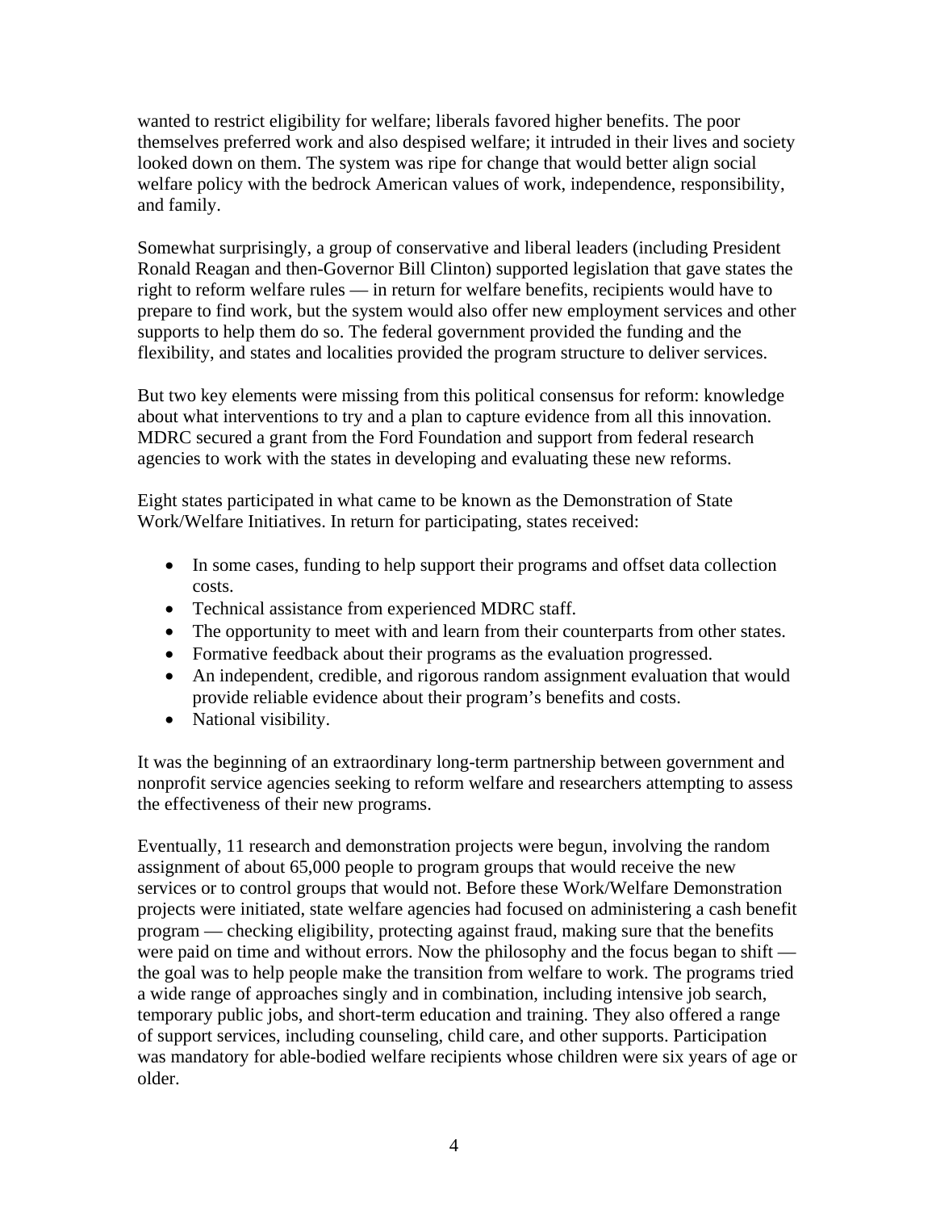wanted to restrict eligibility for welfare; liberals favored higher benefits. The poor themselves preferred work and also despised welfare; it intruded in their lives and society looked down on them. The system was ripe for change that would better align social welfare policy with the bedrock American values of work, independence, responsibility, and family.

Somewhat surprisingly, a group of conservative and liberal leaders (including President Ronald Reagan and then-Governor Bill Clinton) supported legislation that gave states the right to reform welfare rules — in return for welfare benefits, recipients would have to prepare to find work, but the system would also offer new employment services and other supports to help them do so. The federal government provided the funding and the flexibility, and states and localities provided the program structure to deliver services.

But two key elements were missing from this political consensus for reform: knowledge about what interventions to try and a plan to capture evidence from all this innovation. MDRC secured a grant from the Ford Foundation and support from federal research agencies to work with the states in developing and evaluating these new reforms.

Eight states participated in what came to be known as the Demonstration of State Work/Welfare Initiatives. In return for participating, states received:

- In some cases, funding to help support their programs and offset data collection costs.
- Technical assistance from experienced MDRC staff.
- The opportunity to meet with and learn from their counterparts from other states.
- Formative feedback about their programs as the evaluation progressed.
- An independent, credible, and rigorous random assignment evaluation that would provide reliable evidence about their program's benefits and costs.
- National visibility.

It was the beginning of an extraordinary long-term partnership between government and nonprofit service agencies seeking to reform welfare and researchers attempting to assess the effectiveness of their new programs.

Eventually, 11 research and demonstration projects were begun, involving the random assignment of about 65,000 people to program groups that would receive the new services or to control groups that would not. Before these Work/Welfare Demonstration projects were initiated, state welfare agencies had focused on administering a cash benefit program — checking eligibility, protecting against fraud, making sure that the benefits were paid on time and without errors. Now the philosophy and the focus began to shift — the goal was to help people make the transition from welfare to work. The programs tried a wide range of approaches singly and in combination, including intensive job search, temporary public jobs, and short-term education and training. They also offered a range of support services, including counseling, child care, and other supports. Participation was mandatory for able-bodied welfare recipients whose children were six years of age or older.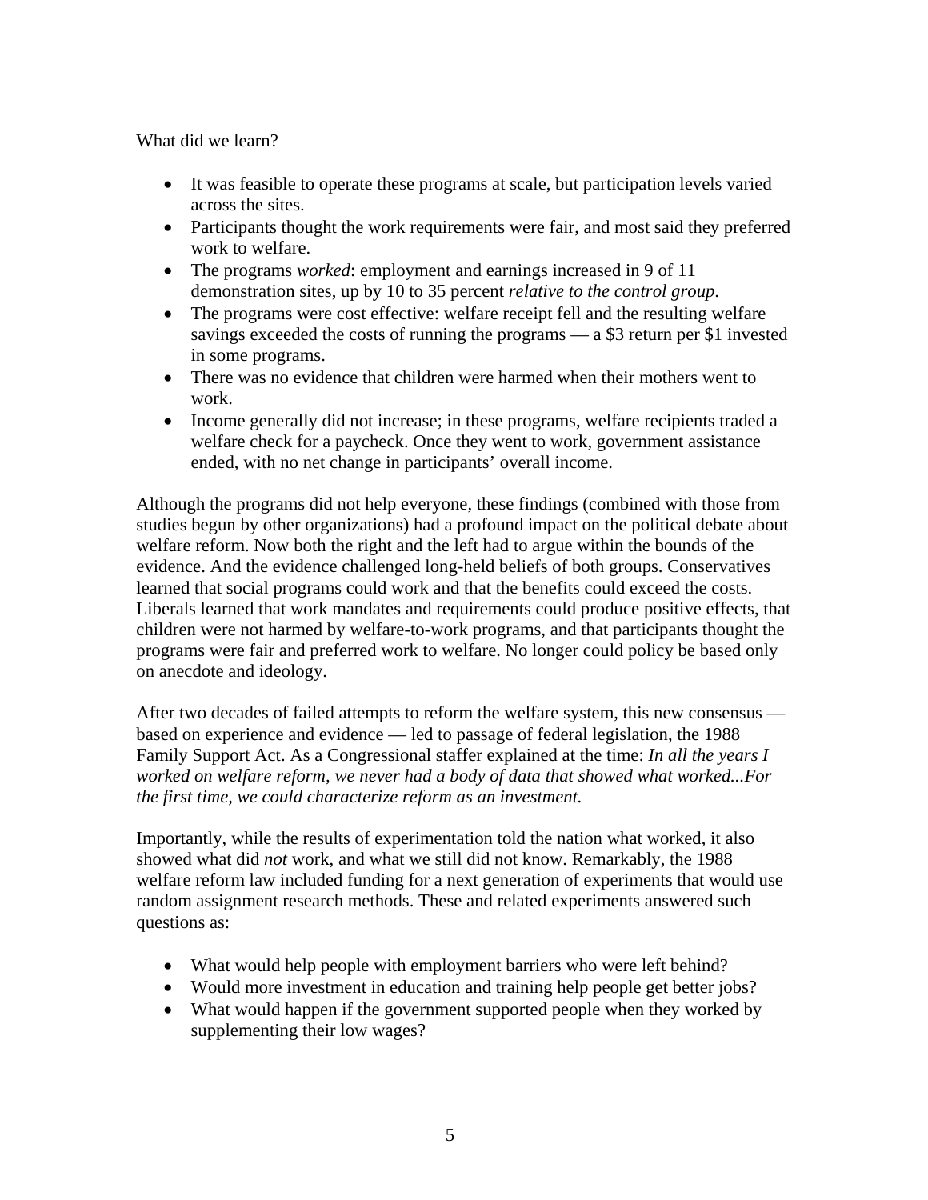What did we learn?

- It was feasible to operate these programs at scale, but participation levels varied across the sites.
- Participants thought the work requirements were fair, and most said they preferred work to welfare.
- The programs *worked*: employment and earnings increased in 9 of 11 demonstration sites, up by 10 to 35 percent *relative to the control group*.
- The programs were cost effective: welfare receipt fell and the resulting welfare savings exceeded the costs of running the programs — a $3 return per $1 invested in some programs.
- There was no evidence that children were harmed when their mothers went to work.
- Income generally did not increase; in these programs, welfare recipients traded a welfare check for a paycheck. Once they went to work, government assistance ended, with no net change in participants' overall income.

Although the programs did not help everyone, these findings (combined with those from studies begun by other organizations) had a profound impact on the political debate about welfare reform. Now both the right and the left had to argue within the bounds of the evidence. And the evidence challenged long-held beliefs of both groups. Conservatives learned that social programs could work and that the benefits could exceed the costs. Liberals learned that work mandates and requirements could produce positive effects, that children were not harmed by welfare-to-work programs, and that participants thought the programs were fair and preferred work to welfare. No longer could policy be based only on anecdote and ideology.

After two decades of failed attempts to reform the welfare system, this new consensus — based on experience and evidence — led to passage of federal legislation, the 1988 Family Support Act. As a Congressional staffer explained at the time: *In all the years I worked on welfare reform, we never had a body of data that showed what worked...For the first time, we could characterize reform as an investment.*

Importantly, while the results of experimentation told the nation what worked, it also showed what did *not* work, and what we still did not know. Remarkably, the 1988 welfare reform law included funding for a next generation of experiments that would use random assignment research methods. These and related experiments answered such questions as:

- What would help people with employment barriers who were left behind?
- Would more investment in education and training help people get better jobs?
- What would happen if the government supported people when they worked by supplementing their low wages?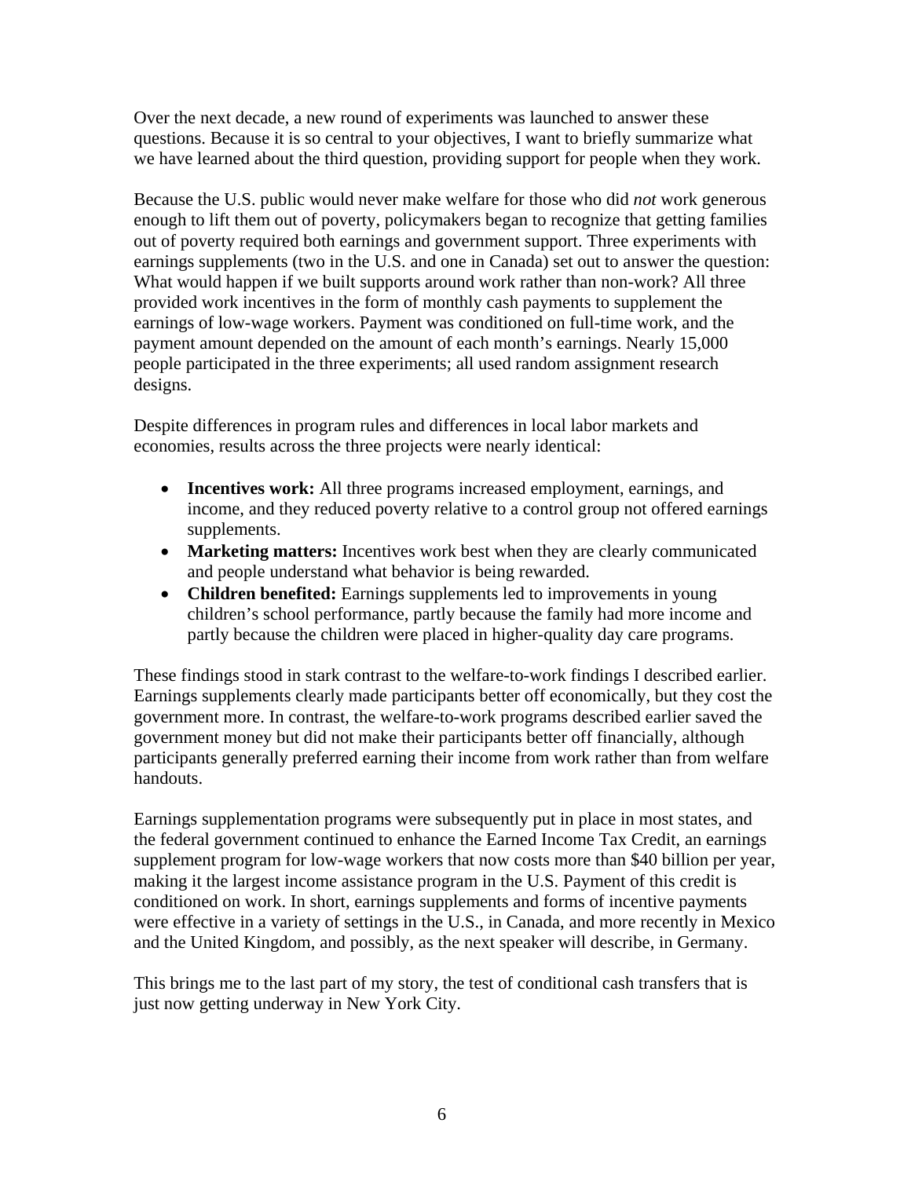Over the next decade, a new round of experiments was launched to answer these questions. Because it is so central to your objectives, I want to briefly summarize what we have learned about the third question, providing support for people when they work.

Because the U.S. public would never make welfare for those who did *not* work generous enough to lift them out of poverty, policymakers began to recognize that getting families out of poverty required both earnings and government support. Three experiments with earnings supplements (two in the U.S. and one in Canada) set out to answer the question: What would happen if we built supports around work rather than non-work? All three provided work incentives in the form of monthly cash payments to supplement the earnings of low-wage workers. Payment was conditioned on full-time work, and the payment amount depended on the amount of each month's earnings. Nearly 15,000 people participated in the three experiments; all used random assignment research designs.

Despite differences in program rules and differences in local labor markets and economies, results across the three projects were nearly identical:

- **Incentives work:** All three programs increased employment, earnings, and income, and they reduced poverty relative to a control group not offered earnings supplements.
- **Marketing matters:** Incentives work best when they are clearly communicated and people understand what behavior is being rewarded.
- **Children benefited:** Earnings supplements led to improvements in young children's school performance, partly because the family had more income and partly because the children were placed in higher-quality day care programs.

These findings stood in stark contrast to the welfare-to-work findings I described earlier. Earnings supplements clearly made participants better off economically, but they cost the government more. In contrast, the welfare-to-work programs described earlier saved the government money but did not make their participants better off financially, although participants generally preferred earning their income from work rather than from welfare handouts.

Earnings supplementation programs were subsequently put in place in most states, and the federal government continued to enhance the Earned Income Tax Credit, an earnings supplement program for low-wage workers that now costs more than $40 billion per year, making it the largest income assistance program in the U.S. Payment of this credit is conditioned on work. In short, earnings supplements and forms of incentive payments were effective in a variety of settings in the U.S., in Canada, and more recently in Mexico and the United Kingdom, and possibly, as the next speaker will describe, in Germany.

This brings me to the last part of my story, the test of conditional cash transfers that is just now getting underway in New York City.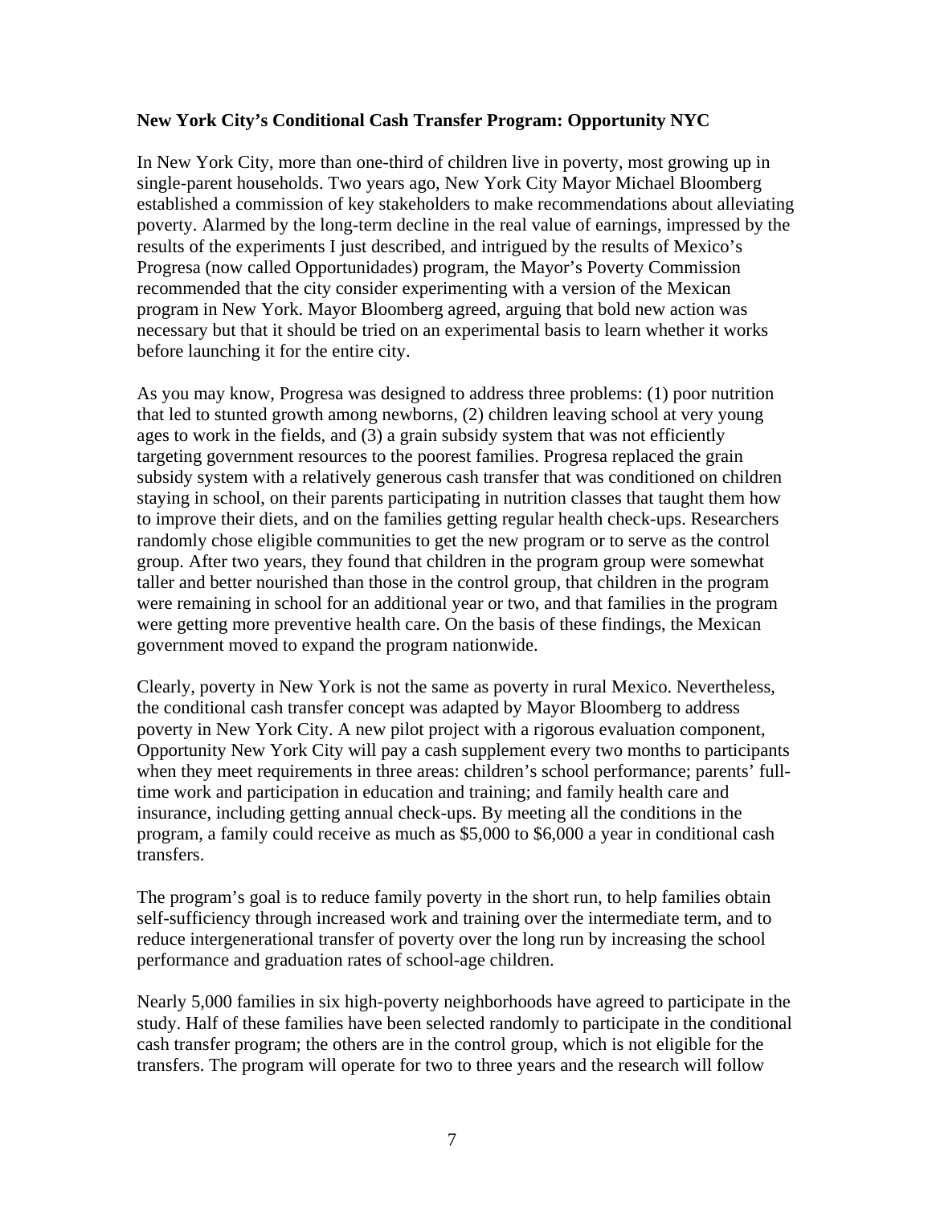**New York City's Conditional Cash Transfer Program: Opportunity NYC**

In New York City, more than one-third of children live in poverty, most growing up in single-parent households. Two years ago, New York City Mayor Michael Bloomberg established a commission of key stakeholders to make recommendations about alleviating poverty. Alarmed by the long-term decline in the real value of earnings, impressed by the results of the experiments I just described, and intrigued by the results of Mexico's Progresa (now called Opportunidades) program, the Mayor's Poverty Commission recommended that the city consider experimenting with a version of the Mexican program in New York. Mayor Bloomberg agreed, arguing that bold new action was necessary but that it should be tried on an experimental basis to learn whether it works before launching it for the entire city.

As you may know, Progresa was designed to address three problems: (1) poor nutrition that led to stunted growth among newborns, (2) children leaving school at very young ages to work in the fields, and (3) a grain subsidy system that was not efficiently targeting government resources to the poorest families. Progresa replaced the grain subsidy system with a relatively generous cash transfer that was conditioned on children staying in school, on their parents participating in nutrition classes that taught them how to improve their diets, and on the families getting regular health check-ups. Researchers randomly chose eligible communities to get the new program or to serve as the control group. After two years, they found that children in the program group were somewhat taller and better nourished than those in the control group, that children in the program were remaining in school for an additional year or two, and that families in the program were getting more preventive health care. On the basis of these findings, the Mexican government moved to expand the program nationwide.

Clearly, poverty in New York is not the same as poverty in rural Mexico. Nevertheless, the conditional cash transfer concept was adapted by Mayor Bloomberg to address poverty in New York City. A new pilot project with a rigorous evaluation component, Opportunity New York City will pay a cash supplement every two months to participants when they meet requirements in three areas: children's school performance; parents' full-time work and participation in education and training; and family health care and insurance, including getting annual check-ups. By meeting all the conditions in the program, a family could receive as much as $5,000 to $6,000 a year in conditional cash transfers.

The program's goal is to reduce family poverty in the short run, to help families obtain self-sufficiency through increased work and training over the intermediate term, and to reduce intergenerational transfer of poverty over the long run by increasing the school performance and graduation rates of school-age children.

Nearly 5,000 families in six high-poverty neighborhoods have agreed to participate in the study. Half of these families have been selected randomly to participate in the conditional cash transfer program; the others are in the control group, which is not eligible for the transfers. The program will operate for two to three years and the research will follow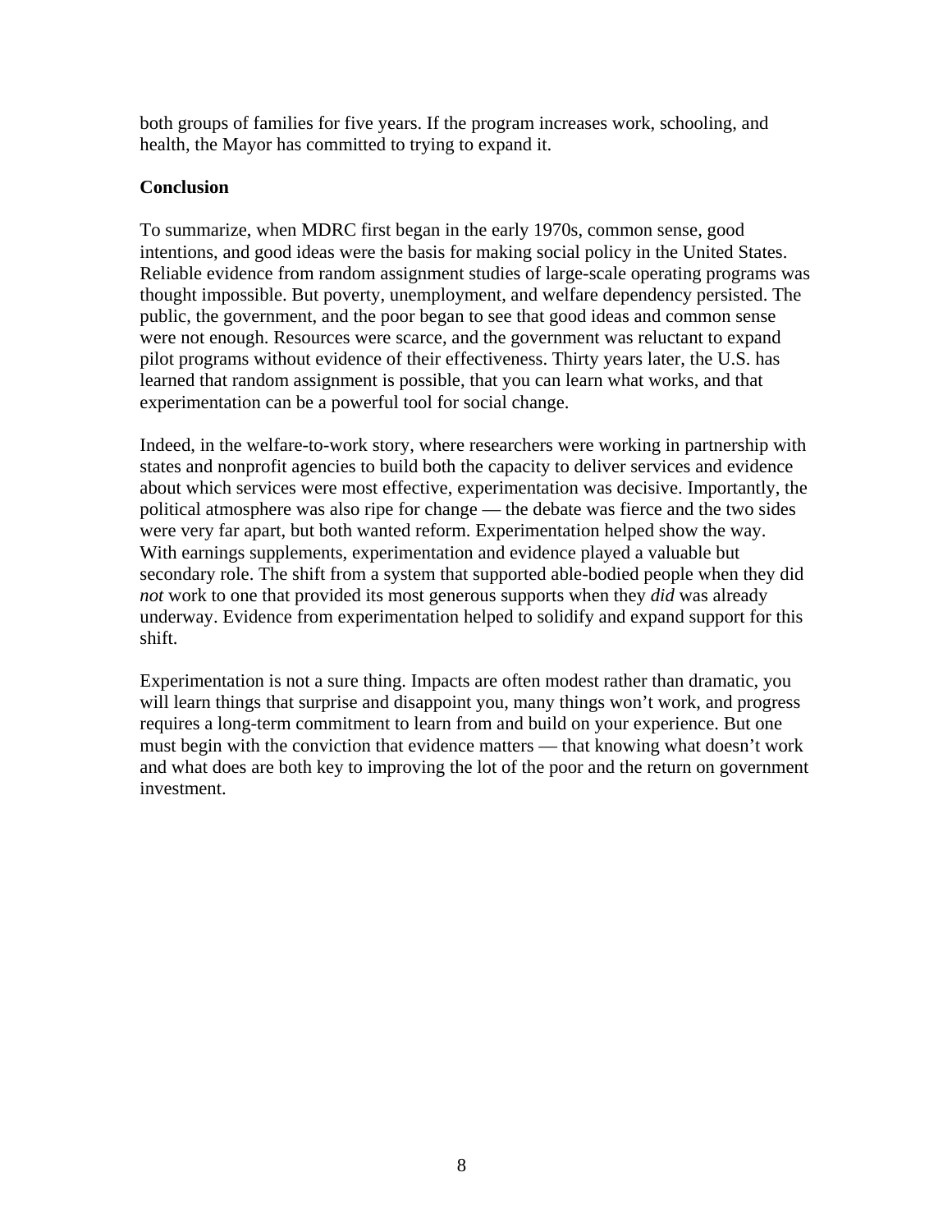both groups of families for five years. If the program increases work, schooling, and health, the Mayor has committed to trying to expand it.

**Conclusion**

To summarize, when MDRC first began in the early 1970s, common sense, good intentions, and good ideas were the basis for making social policy in the United States. Reliable evidence from random assignment studies of large-scale operating programs was thought impossible. But poverty, unemployment, and welfare dependency persisted. The public, the government, and the poor began to see that good ideas and common sense were not enough. Resources were scarce, and the government was reluctant to expand pilot programs without evidence of their effectiveness. Thirty years later, the U.S. has learned that random assignment is possible, that you can learn what works, and that experimentation can be a powerful tool for social change.

Indeed, in the welfare-to-work story, where researchers were working in partnership with states and nonprofit agencies to build both the capacity to deliver services and evidence about which services were most effective, experimentation was decisive. Importantly, the political atmosphere was also ripe for change — the debate was fierce and the two sides were very far apart, but both wanted reform. Experimentation helped show the way. With earnings supplements, experimentation and evidence played a valuable but secondary role. The shift from a system that supported able-bodied people when they did *not* work to one that provided its most generous supports when they *did* was already underway. Evidence from experimentation helped to solidify and expand support for this shift.

Experimentation is not a sure thing. Impacts are often modest rather than dramatic, you will learn things that surprise and disappoint you, many things won't work, and progress requires a long-term commitment to learn from and build on your experience. But one must begin with the conviction that evidence matters — that knowing what doesn't work and what does are both key to improving the lot of the poor and the return on government investment.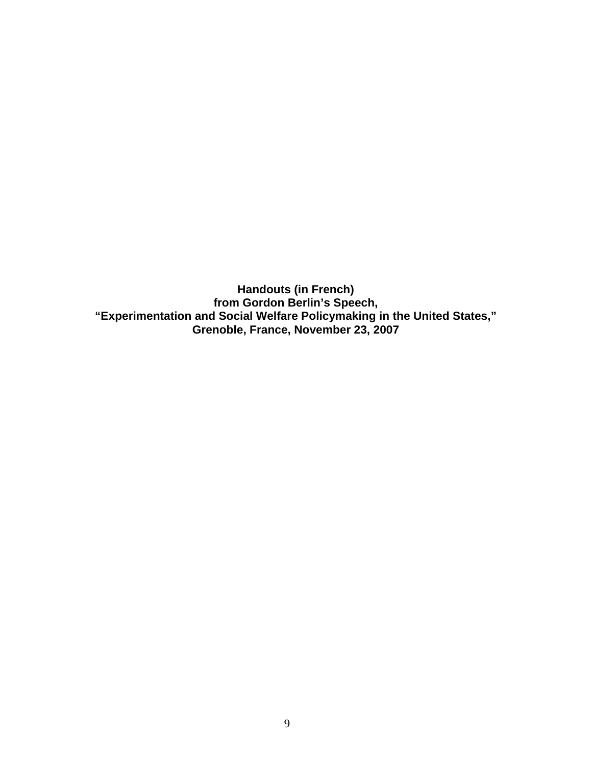**Handouts (in French)**
**from Gordon Berlin's Speech,**
**"Experimentation and Social Welfare Policymaking in the United States,"**
**Grenoble, France, November 23, 2007**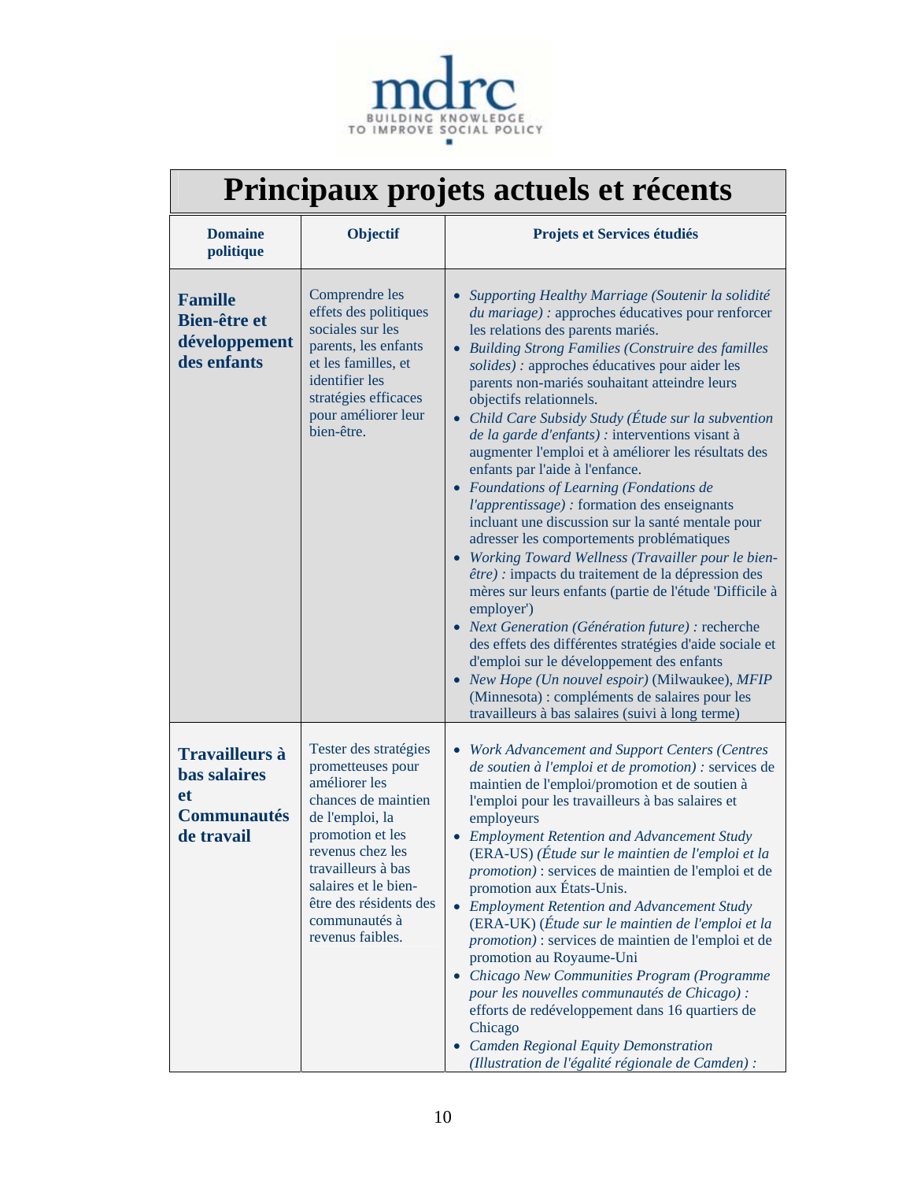# Principaux projets actuels et récents

| Domaine politique | Objectif | Projets et Services étudiés |
|---|---|---|
| **Famille Bien-être et développement des enfants** | Comprendre les effets des politiques sociales sur les parents, les enfants et les familles, et identifier les stratégies efficaces pour améliorer leur bien-être. | • *Supporting Healthy Marriage (Soutenir la solidité du mariage) :* approches éducatives pour renforcer les relations des parents mariés.<br>• *Building Strong Families (Construire des familles solides) :* approches éducatives pour aider les parents non-mariés souhaitant atteindre leurs objectifs relationnels.<br>• *Child Care Subsidy Study (Étude sur la subvention de la garde d'enfants) :* interventions visant à augmenter l'emploi et à améliorer les résultats des enfants par l'aide à l'enfance.<br>• *Foundations of Learning (Fondations de l'apprentissage) :* formation des enseignants incluant une discussion sur la santé mentale pour adresser les comportements problématiques<br>• *Working Toward Wellness (Travailler pour le bien-être) :* impacts du traitement de la dépression des mères sur leurs enfants (partie de l'étude 'Difficile à employer')<br>• *Next Generation (Génération future) :* recherche des effets des différentes stratégies d'aide sociale et d'emploi sur le développement des enfants<br>• *New Hope (Un nouvel espoir)* (Milwaukee), *MFIP* (Minnesota) : compléments de salaires pour les travailleurs à bas salaires (suivi à long terme) |
| **Travailleurs à bas salaires et Communautés de travail** | Tester des stratégies prometteuses pour améliorer les chances de maintien de l'emploi, la promotion et les revenus chez les travailleurs à bas salaires et le bien-être des résidents des communautés à revenus faibles. | • *Work Advancement and Support Centers (Centres de soutien à l'emploi et de promotion) :* services de maintien de l'emploi/promotion et de soutien à l'emploi pour les travailleurs à bas salaires et employeurs<br>• *Employment Retention and Advancement Study* (ERA-US) *(Étude sur le maintien de l'emploi et la promotion)* : services de maintien de l'emploi et de promotion aux États-Unis.<br>• *Employment Retention and Advancement Study* (ERA-UK) (*Étude sur le maintien de l'emploi et la promotion)* : services de maintien de l'emploi et de promotion au Royaume-Uni<br>• *Chicago New Communities Program (Programme pour les nouvelles communautés de Chicago) :* efforts de redéveloppement dans 16 quartiers de Chicago<br>• *Camden Regional Equity Demonstration (Illustration de l'égalité régionale de Camden) :* |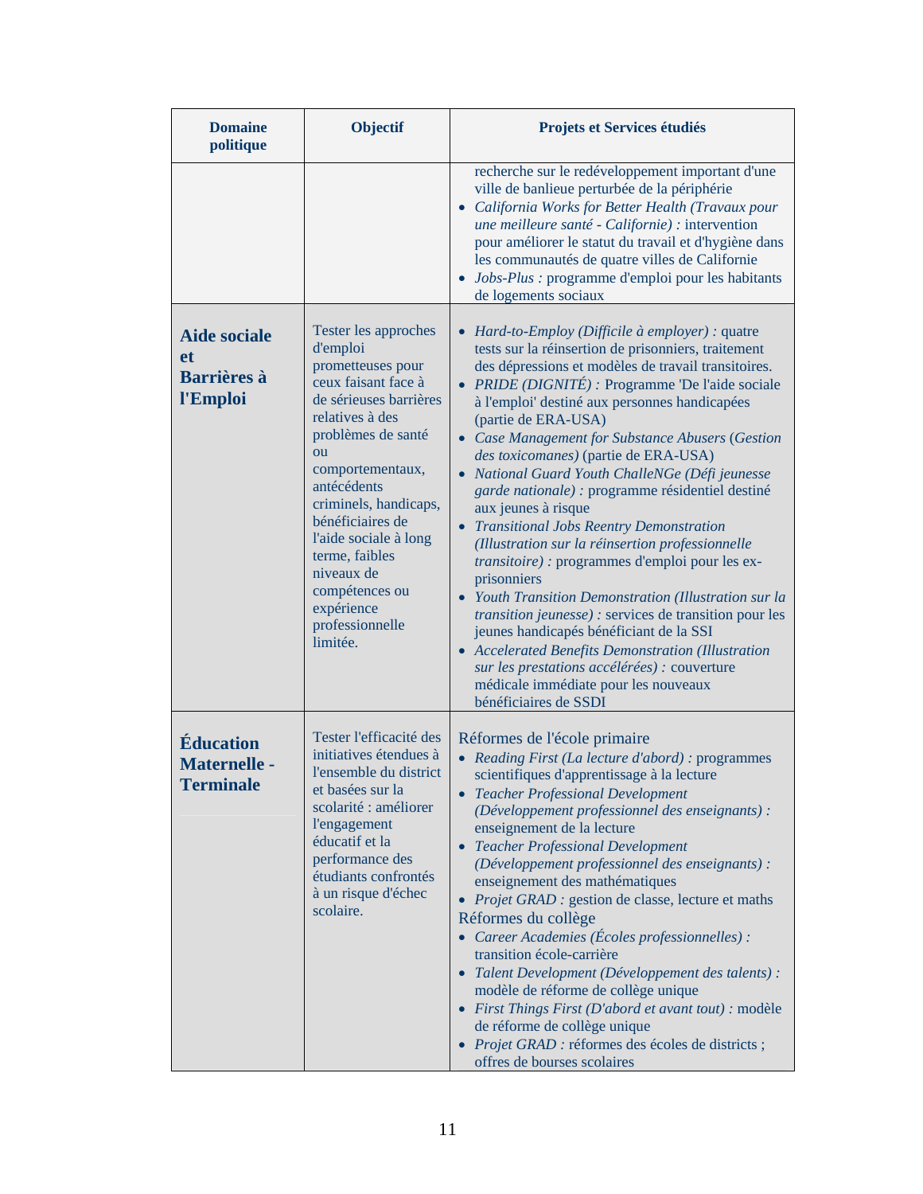| Domaine politique | Objectif | Projets et Services étudiés |
|---|---|---|
| | | recherche sur le redéveloppement important d'une ville de banlieue perturbée de la périphérie<br>• *California Works for Better Health (Travaux pour une meilleure santé - Californie) :* intervention pour améliorer le statut du travail et d'hygiène dans les communautés de quatre villes de Californie<br>• *Jobs-Plus :* programme d'emploi pour les habitants de logements sociaux |
| **Aide sociale et Barrières à l'Emploi** | Tester les approches d'emploi prometteuses pour ceux faisant face à de sérieuses barrières relatives à des problèmes de santé ou comportementaux, antécédents criminels, handicaps, bénéficiaires de l'aide sociale à long terme, faibles niveaux de compétences ou expérience professionnelle limitée. | • *Hard-to-Employ (Difficile à employer) :* quatre tests sur la réinsertion de prisonniers, traitement des dépressions et modèles de travail transitoires.<br>• *PRIDE (DIGNITÉ) :* Programme 'De l'aide sociale à l'emploi' destiné aux personnes handicapées (partie de ERA-USA)<br>• *Case Management for Substance Abusers* (*Gestion des toxicomanes)* (partie de ERA-USA)<br>• *National Guard Youth ChalleNGe (Défi jeunesse garde nationale) :* programme résidentiel destiné aux jeunes à risque<br>• *Transitional Jobs Reentry Demonstration (Illustration sur la réinsertion professionnelle transitoire) :* programmes d'emploi pour les ex-prisonniers<br>• *Youth Transition Demonstration (Illustration sur la transition jeunesse) :* services de transition pour les jeunes handicapés bénéficiant de la SSI<br>• *Accelerated Benefits Demonstration (Illustration sur les prestations accélérées) :* couverture médicale immédiate pour les nouveaux bénéficiaires de SSDI |
| **Éducation Maternelle - Terminale** | Tester l'efficacité des initiatives étendues à l'ensemble du district et basées sur la scolarité : améliorer l'engagement éducatif et la performance des étudiants confrontés à un risque d'échec scolaire. | Réformes de l'école primaire<br>• *Reading First (La lecture d'abord) :* programmes scientifiques d'apprentissage à la lecture<br>• *Teacher Professional Development (Développement professionnel des enseignants) :* enseignement de la lecture<br>• *Teacher Professional Development (Développement professionnel des enseignants) :* enseignement des mathématiques<br>• *Projet GRAD :* gestion de classe, lecture et maths<br>Réformes du collège<br>• *Career Academies (Écoles professionnelles) :* transition école-carrière<br>• *Talent Development (Développement des talents) :* modèle de réforme de collège unique<br>• *First Things First (D'abord et avant tout) :* modèle de réforme de collège unique<br>• *Projet GRAD :* réformes des écoles de districts ; offres de bourses scolaires |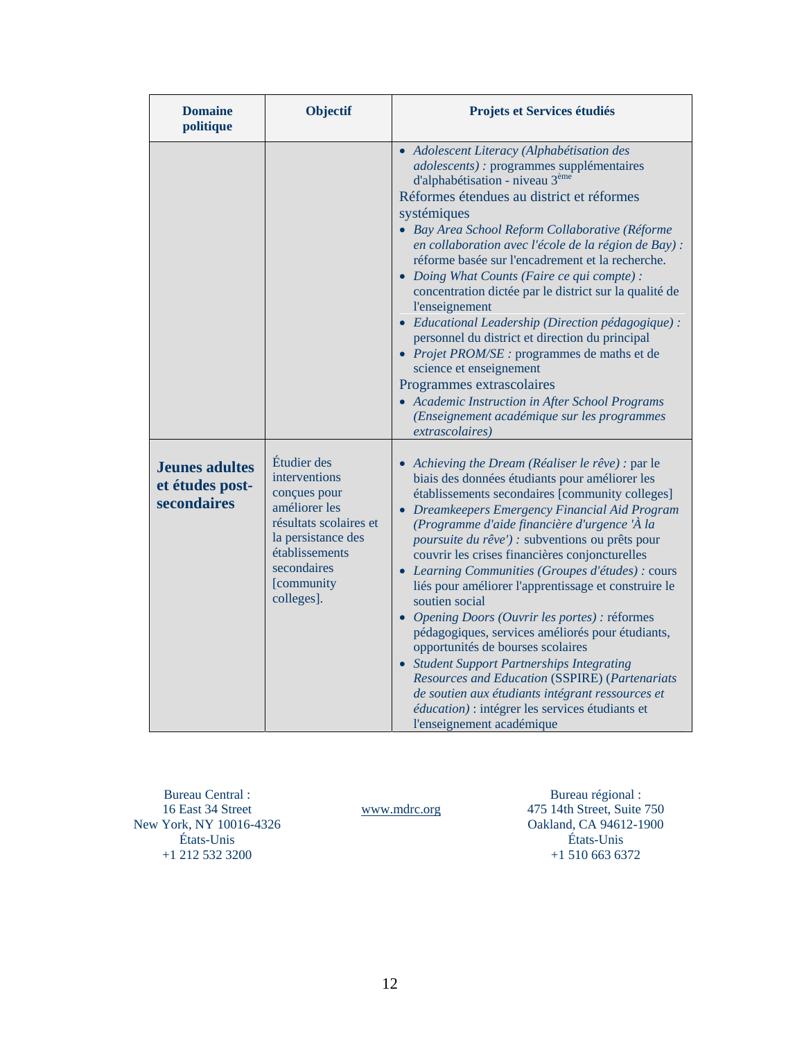| Domaine politique | Objectif | Projets et Services étudiés |
|---|---|---|
| | | • *Adolescent Literacy (Alphabétisation des adolescents) :* programmes supplémentaires d'alphabétisation - niveau 3ème<br>Réformes étendues au district et réformes systémiques<br>• *Bay Area School Reform Collaborative (Réforme en collaboration avec l'école de la région de Bay) :* réforme basée sur l'encadrement et la recherche.<br>• *Doing What Counts (Faire ce qui compte) :* concentration dictée par le district sur la qualité de l'enseignement<br>• *Educational Leadership (Direction pédagogique) :* personnel du district et direction du principal<br>• *Projet PROM/SE :* programmes de maths et de science et enseignement<br>Programmes extrascolaires<br>• *Academic Instruction in After School Programs (Enseignement académique sur les programmes extrascolaires)* |
| **Jeunes adultes et études post-secondaires** | Étudier des interventions conçues pour améliorer les résultats scolaires et la persistance des établissements secondaires [community colleges]. | • *Achieving the Dream (Réaliser le rêve) :* par le biais des données étudiants pour améliorer les établissements secondaires [community colleges]<br>• *Dreamkeepers Emergency Financial Aid Program (Programme d'aide financière d'urgence 'À la poursuite du rêve') :* subventions ou prêts pour couvrir les crises financières conjoncturelles<br>• *Learning Communities (Groupes d'études) :* cours liés pour améliorer l'apprentissage et construire le soutien social<br>• *Opening Doors (Ouvrir les portes) :* réformes pédagogiques, services améliorés pour étudiants, opportunités de bourses scolaires<br>• *Student Support Partnerships Integrating Resources and Education* (SSPIRE) (*Partenariats de soutien aux étudiants intégrant ressources et éducation)* : intégrer les services étudiants et l'enseignement académique |

Bureau Central :
16 East 34 Street
New York, NY 10016-4326
États-Unis
+1 212 532 3200

www.mdrc.org

Bureau régional :
475 14th Street, Suite 750
Oakland, CA 94612-1900
États-Unis
+1 510 663 6372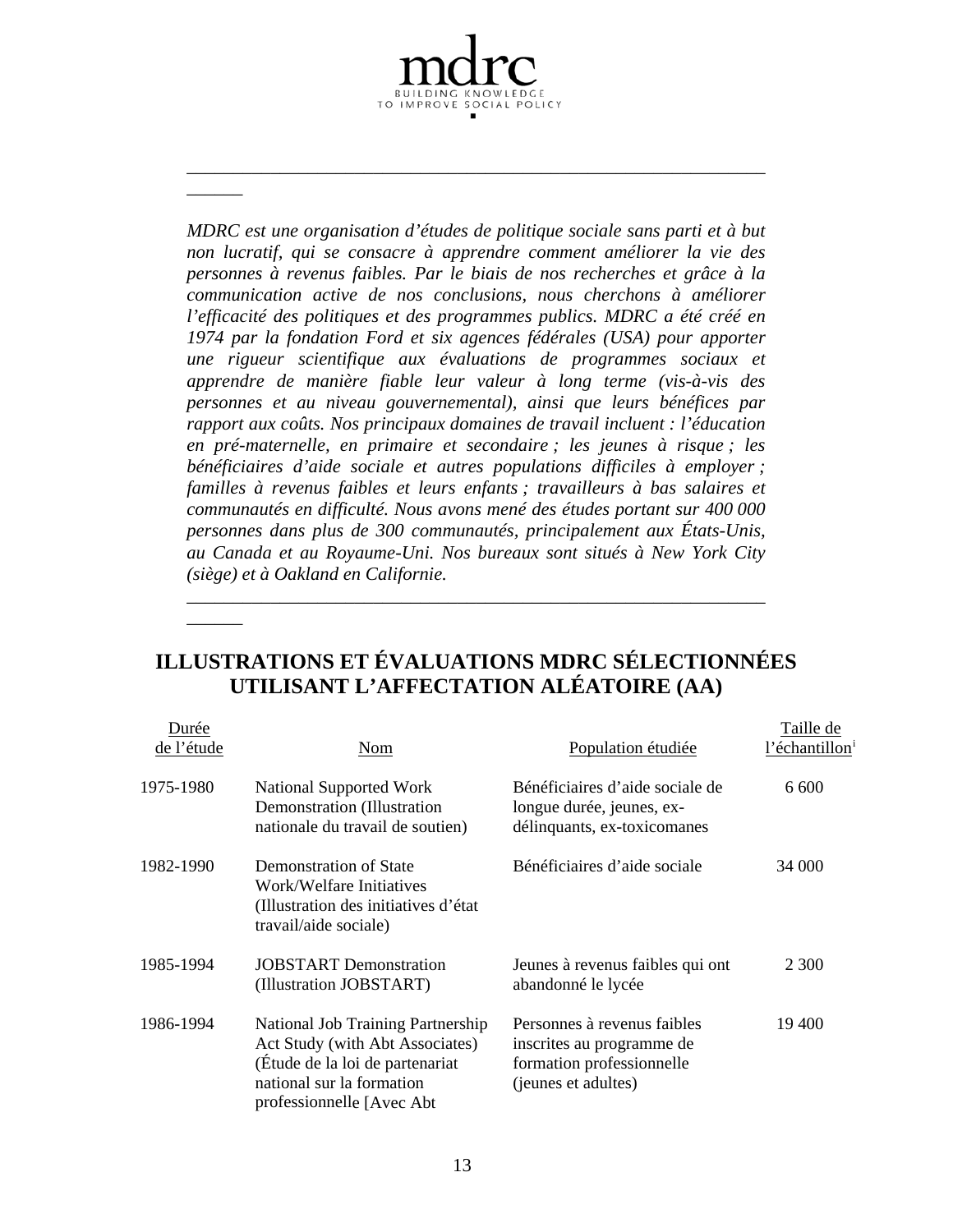mdrc

BUILDING KNOWLEDGE
TO IMPROVE SOCIAL POLICY

---

*MDRC est une organisation d'études de politique sociale sans parti et à but non lucratif, qui se consacre à apprendre comment améliorer la vie des personnes à revenus faibles. Par le biais de nos recherches et grâce à la communication active de nos conclusions, nous cherchons à améliorer l'efficacité des politiques et des programmes publics. MDRC a été créé en 1974 par la fondation Ford et six agences fédérales (USA) pour apporter une rigueur scientifique aux évaluations de programmes sociaux et apprendre de manière fiable leur valeur à long terme (vis-à-vis des personnes et au niveau gouvernemental), ainsi que leurs bénéfices par rapport aux coûts. Nos principaux domaines de travail incluent : l'éducation en pré-maternelle, en primaire et secondaire ; les jeunes à risque ; les bénéficiaires d'aide sociale et autres populations difficiles à employer ; familles à revenus faibles et leurs enfants ; travailleurs à bas salaires et communautés en difficulté. Nous avons mené des études portant sur 400 000 personnes dans plus de 300 communautés, principalement aux États-Unis, au Canada et au Royaume-Uni. Nos bureaux sont situés à New York City (siège) et à Oakland en Californie.*

---

# ILLUSTRATIONS ET ÉVALUATIONS MDRC SÉLECTIONNÉES UTILISANT L'AFFECTATION ALÉATOIRE (AA)

| Durée de l'étude | Nom | Population étudiée | Taille de l'échantillon[i] |
|---|---|---|---|
| 1975-1980 | National Supported Work Demonstration (Illustration nationale du travail de soutien) | Bénéficiaires d'aide sociale de longue durée, jeunes, ex-délinquants, ex-toxicomanes | 6 600 |
| 1982-1990 | Demonstration of State Work/Welfare Initiatives (Illustration des initiatives d'état travail/aide sociale) | Bénéficiaires d'aide sociale | 34 000 |
| 1985-1994 | JOBSTART Demonstration (Illustration JOBSTART) | Jeunes à revenus faibles qui ont abandonné le lycée | 2 300 |
| 1986-1994 | National Job Training Partnership Act Study (with Abt Associates) (Étude de la loi de partenariat national sur la formation professionnelle [Avec Abt | Personnes à revenus faibles inscrites au programme de formation professionnelle (jeunes et adultes) | 19 400 |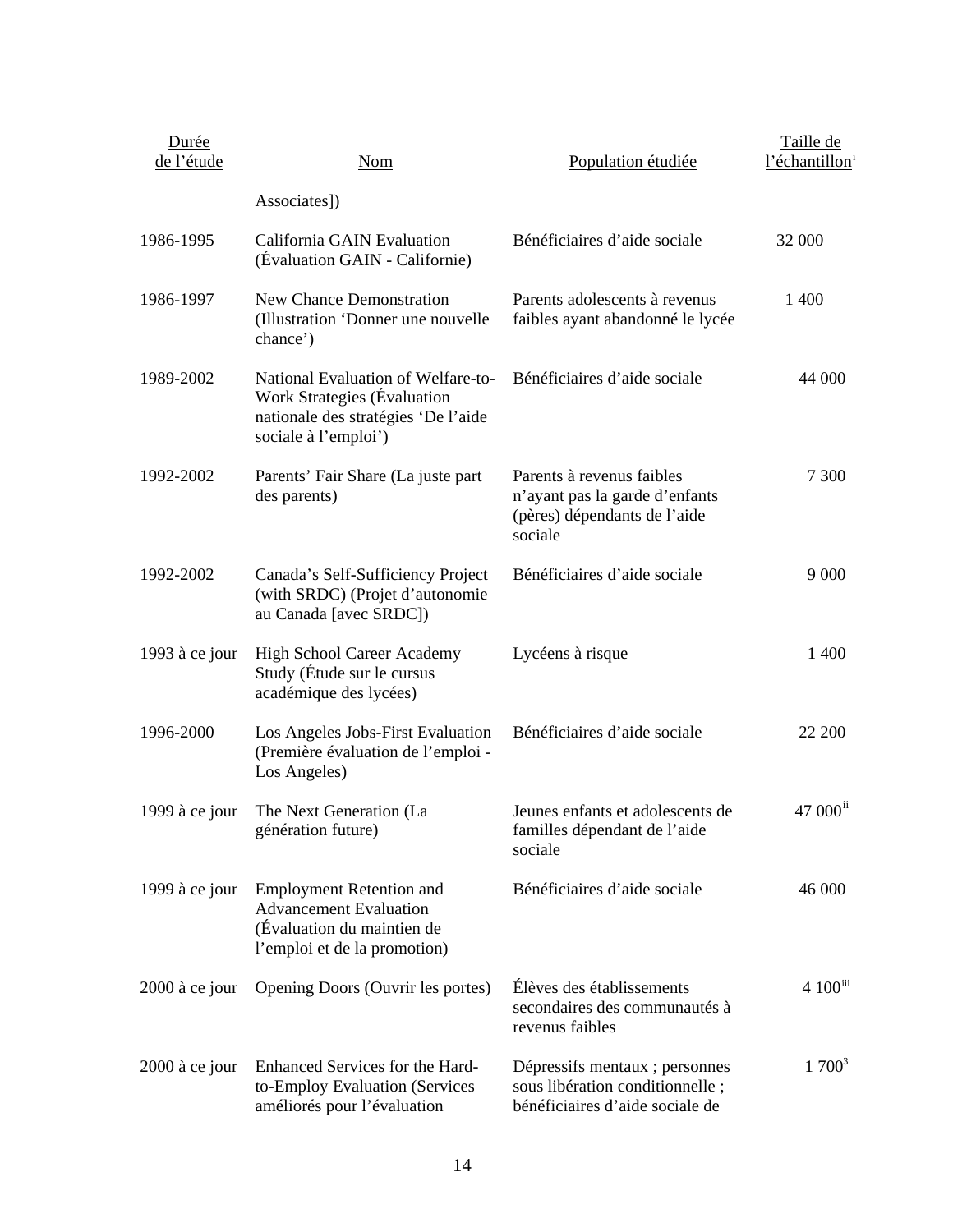| Durée de l'étude | Nom | Population étudiée | Taille de l'échantillon[i] |
|---|---|---|---|
| | Associates]) | | |
| 1986-1995 | California GAIN Evaluation (Évaluation GAIN - Californie) | Bénéficiaires d'aide sociale | 32 000 |
| 1986-1997 | New Chance Demonstration (Illustration 'Donner une nouvelle chance') | Parents adolescents à revenus faibles ayant abandonné le lycée | 1 400 |
| 1989-2002 | National Evaluation of Welfare-to-Work Strategies (Évaluation nationale des stratégies 'De l'aide sociale à l'emploi') | Bénéficiaires d'aide sociale | 44 000 |
| 1992-2002 | Parents' Fair Share (La juste part des parents) | Parents à revenus faibles n'ayant pas la garde d'enfants (pères) dépendants de l'aide sociale | 7 300 |
| 1992-2002 | Canada's Self-Sufficiency Project (with SRDC) (Projet d'autonomie au Canada [avec SRDC]) | Bénéficiaires d'aide sociale | 9 000 |
| 1993 à ce jour | High School Career Academy Study (Étude sur le cursus académique des lycées) | Lycéens à risque | 1 400 |
| 1996-2000 | Los Angeles Jobs-First Evaluation (Première évaluation de l'emploi - Los Angeles) | Bénéficiaires d'aide sociale | 22 200 |
| 1999 à ce jour | The Next Generation (La génération future) | Jeunes enfants et adolescents de familles dépendant de l'aide sociale | 47 000[ii] |
| 1999 à ce jour | Employment Retention and Advancement Evaluation (Évaluation du maintien de l'emploi et de la promotion) | Bénéficiaires d'aide sociale | 46 000 |
| 2000 à ce jour | Opening Doors (Ouvrir les portes) | Élèves des établissements secondaires des communautés à revenus faibles | 4 100[iii] |
| 2000 à ce jour | Enhanced Services for the Hard-to-Employ Evaluation (Services améliorés pour l'évaluation | Dépressifs mentaux ; personnes sous libération conditionnelle ; bénéficiaires d'aide sociale de | 1 700[3] |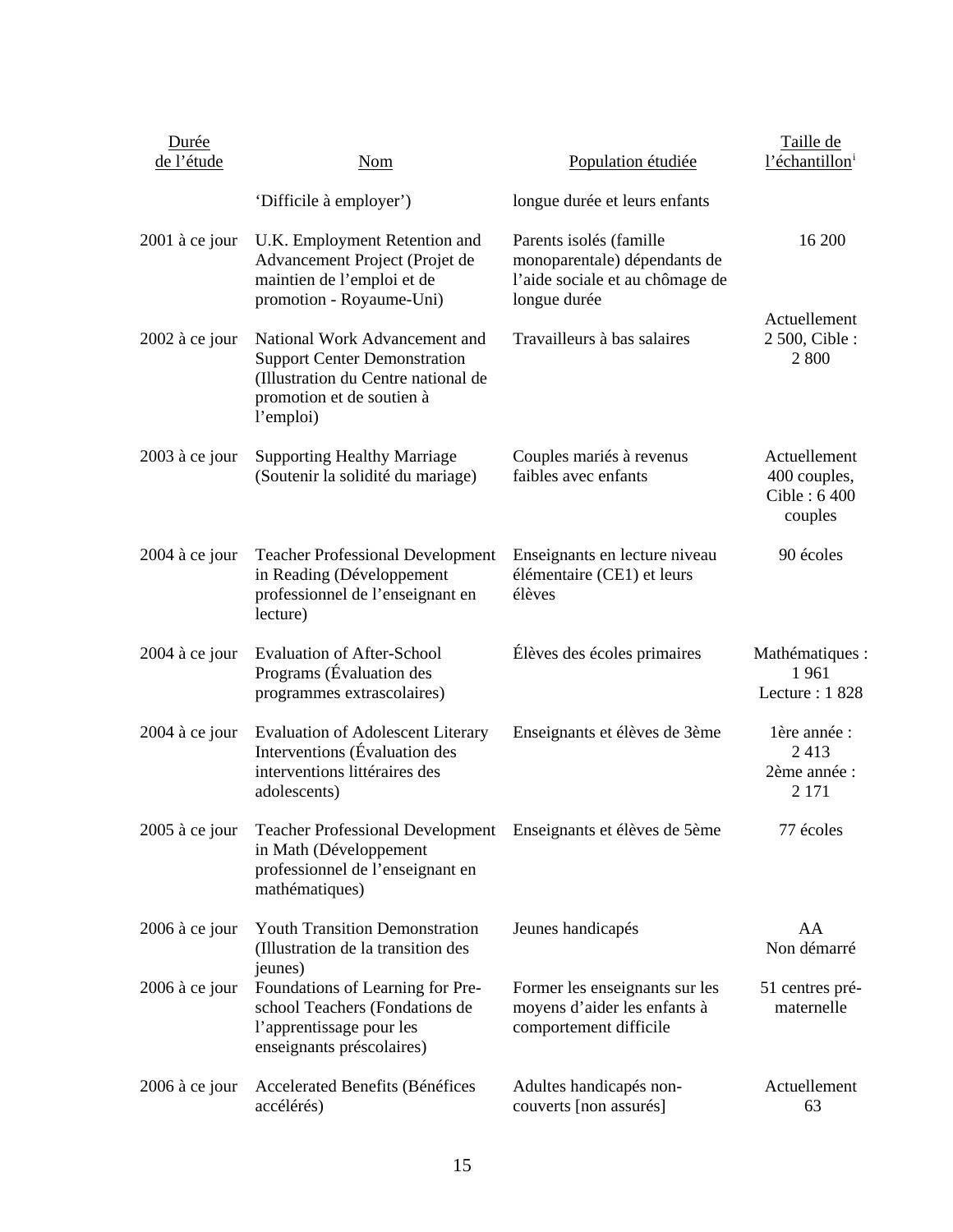| Durée de l'étude | Nom | Population étudiée | Taille de l'échantillon[i] |
|---|---|---|---|
| | 'Difficile à employer') | longue durée et leurs enfants | |
| 2001 à ce jour | U.K. Employment Retention and Advancement Project (Projet de maintien de l'emploi et de promotion - Royaume-Uni) | Parents isolés (famille monoparentale) dépendants de l'aide sociale et au chômage de longue durée | 16 200 |
| 2002 à ce jour | National Work Advancement and Support Center Demonstration (Illustration du Centre national de promotion et de soutien à l'emploi) | Travailleurs à bas salaires | Actuellement 2 500, Cible : 2 800 |
| 2003 à ce jour | Supporting Healthy Marriage (Soutenir la solidité du mariage) | Couples mariés à revenus faibles avec enfants | Actuellement 400 couples, Cible : 6 400 couples |
| 2004 à ce jour | Teacher Professional Development in Reading (Développement professionnel de l'enseignant en lecture) | Enseignants en lecture niveau élémentaire (CE1) et leurs élèves | 90 écoles |
| 2004 à ce jour | Evaluation of After-School Programs (Évaluation des programmes extrascolaires) | Élèves des écoles primaires | Mathématiques : 1 961 Lecture : 1 828 |
| 2004 à ce jour | Evaluation of Adolescent Literary Interventions (Évaluation des interventions littéraires des adolescents) | Enseignants et élèves de 3ème | 1ère année : 2 413 2ème année : 2 171 |
| 2005 à ce jour | Teacher Professional Development in Math (Développement professionnel de l'enseignant en mathématiques) | Enseignants et élèves de 5ème | 77 écoles |
| 2006 à ce jour | Youth Transition Demonstration (Illustration de la transition des jeunes) | Jeunes handicapés | AA Non démarré |
| 2006 à ce jour | Foundations of Learning for Pre-school Teachers (Fondations de l'apprentissage pour les enseignants préscolaires) | Former les enseignants sur les moyens d'aider les enfants à comportement difficile | 51 centres pré-maternelle |
| 2006 à ce jour | Accelerated Benefits (Bénéfices accélérés) | Adultes handicapés non-couverts [non assurés] | Actuellement 63 |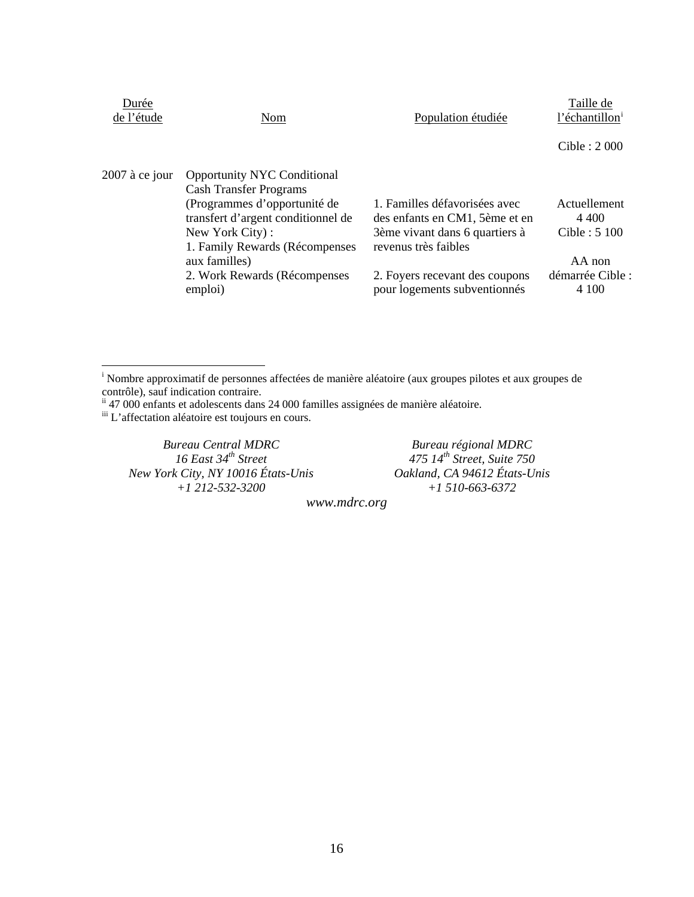| Durée de l'étude | Nom | Population étudiée | Taille de l'échantillon[i] |
|---|---|---|---|
| | | | Cible : 2 000 |
| 2007 à ce jour | Opportunity NYC Conditional Cash Transfer Programs (Programmes d'opportunité de transfert d'argent conditionnel de New York City) : 1. Family Rewards (Récompenses aux familles) 2. Work Rewards (Récompenses emploi) | 1. Familles défavorisées avec des enfants en CM1, 5ème et en 3ème vivant dans 6 quartiers à revenus très faibles 2. Foyers recevant des coupons pour logements subventionnés | Actuellement 4 400 Cible : 5 100 AA non démarrée Cible : 4 100 |

---

[i] Nombre approximatif de personnes affectées de manière aléatoire (aux groupes pilotes et aux groupes de contrôle), sauf indication contraire.
[ii] 47 000 enfants et adolescents dans 24 000 familles assignées de manière aléatoire.
[iii] L'affectation aléatoire est toujours en cours.

*Bureau Central MDRC*
*16 East 34th Street*
*New York City, NY 10016 États-Unis*
*+1 212-532-3200*

*Bureau régional MDRC*
*475 14th Street, Suite 750*
*Oakland, CA 94612 États-Unis*
*+1 510-663-6372*

*www.mdrc.org*